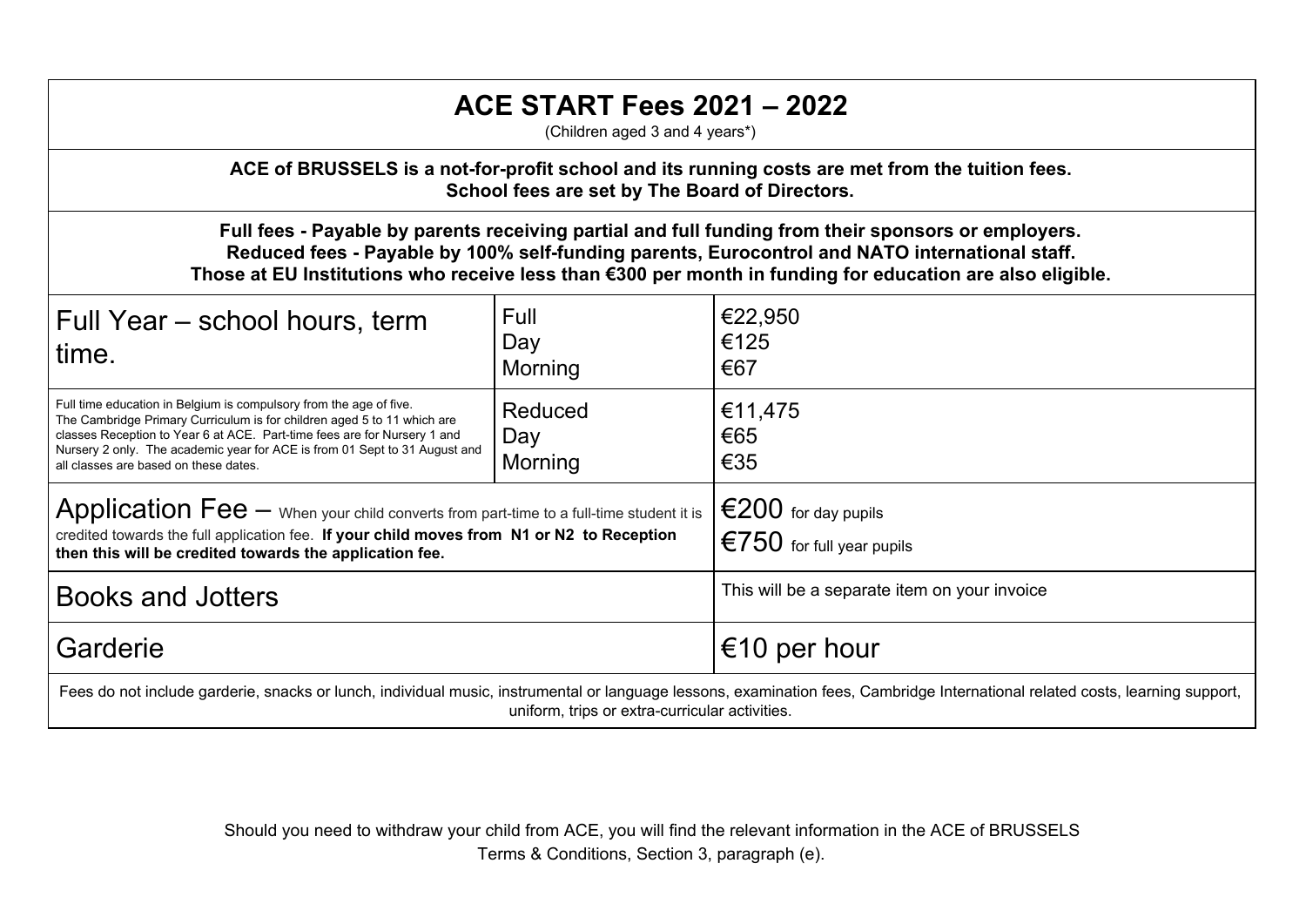# ACE START Fees 2021 – 2022

(Children aged 3 and 4 years*)

**ACE of BRUSSELS is a not-for-profit school and its running costs are met from the tuition fees.**
**School fees are set by The Board of Directors.**

**Full fees - Payable by parents receiving partial and full funding from their sponsors or employers.**
**Reduced fees - Payable by 100% self-funding parents, Eurocontrol and NATO international staff.**
**Those at EU Institutions who receive less than €300 per month in funding for education are also eligible.**

| | | |
|---|---|---|
| Full Year – school hours, term time. | Full<br>Day<br>Morning | €22,950<br>€125<br>€67 |
| Full time education in Belgium is compulsory from the age of five. The Cambridge Primary Curriculum is for children aged 5 to 11 which are classes Reception to Year 6 at ACE. Part-time fees are for Nursery 1 and Nursery 2 only. The academic year for ACE is from 01 Sept to 31 August and all classes are based on these dates. | Reduced<br>Day<br>Morning | €11,475<br>€65<br>€35 |
| Application Fee – When your child converts from part-time to a full-time student it is credited towards the full application fee. **If your child moves from N1 or N2 to Reception then this will be credited towards the application fee.** | | €200 for day pupils<br>€750 for full year pupils |
| Books and Jotters | | This will be a separate item on your invoice |
| Garderie | | €10 per hour |

Fees do not include garderie, snacks or lunch, individual music, instrumental or language lessons, examination fees, Cambridge International related costs, learning support, uniform, trips or extra-curricular activities.

Should you need to withdraw your child from ACE, you will find the relevant information in the ACE of BRUSSELS Terms & Conditions, Section 3, paragraph (e).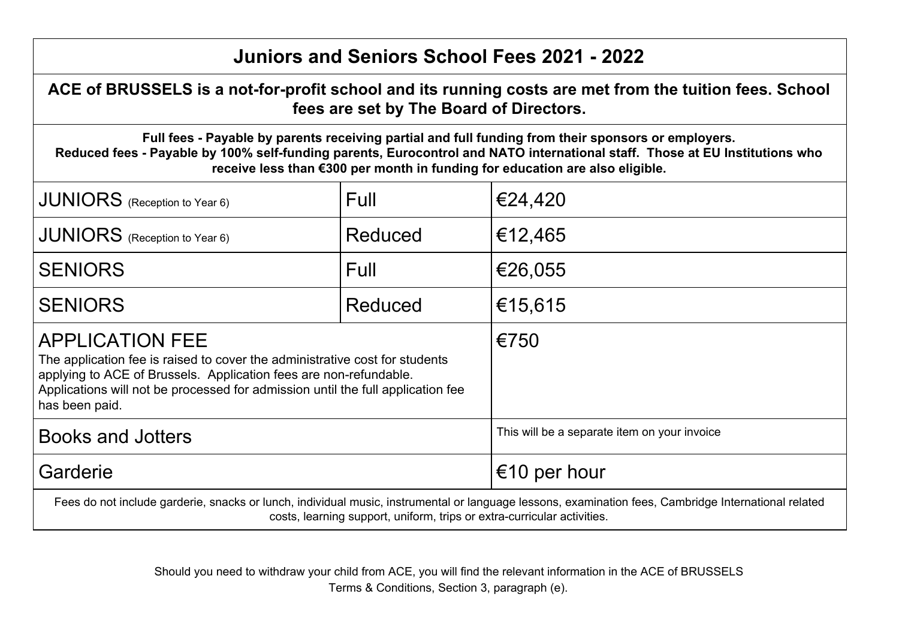## Juniors and Seniors School Fees 2021 - 2022

**ACE of BRUSSELS is a not-for-profit school and its running costs are met from the tuition fees. School fees are set by The Board of Directors.**

**Full fees - Payable by parents receiving partial and full funding from their sponsors or employers.**
**Reduced fees - Payable by 100% self-funding parents, Eurocontrol and NATO international staff. Those at EU Institutions who receive less than €300 per month in funding for education are also eligible.**

| | | |
|---|---|---|
| JUNIORS (Reception to Year 6) | Full | €24,420 |
| JUNIORS (Reception to Year 6) | Reduced | €12,465 |
| SENIORS | Full | €26,055 |
| SENIORS | Reduced | €15,615 |
| APPLICATION FEE<br>The application fee is raised to cover the administrative cost for students applying to ACE of Brussels. Application fees are non-refundable. Applications will not be processed for admission until the full application fee has been paid. | | €750 |
| Books and Jotters | | This will be a separate item on your invoice |
| Garderie | | €10 per hour |

Fees do not include garderie, snacks or lunch, individual music, instrumental or language lessons, examination fees, Cambridge International related costs, learning support, uniform, trips or extra-curricular activities.

Should you need to withdraw your child from ACE, you will find the relevant information in the ACE of BRUSSELS Terms & Conditions, Section 3, paragraph (e).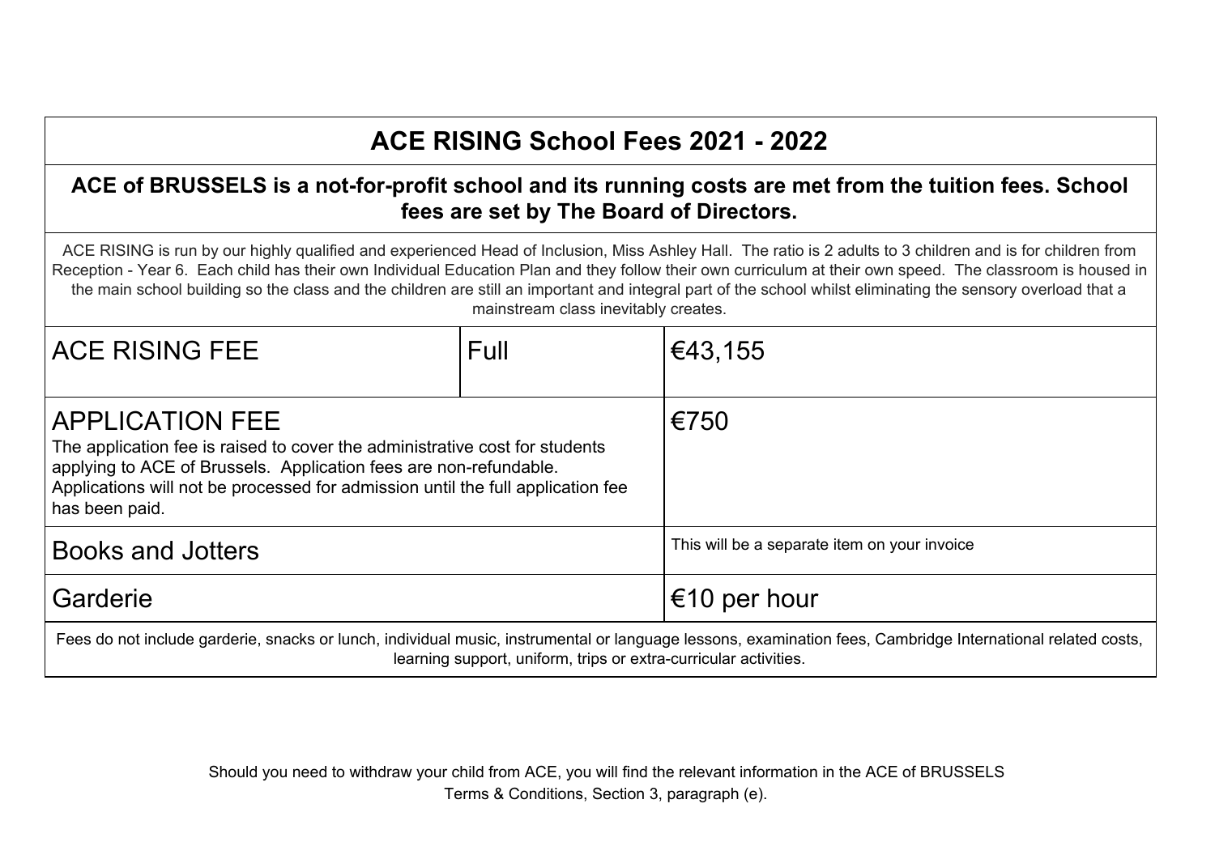## ACE RISING School Fees 2021 - 2022

**ACE of BRUSSELS is a not-for-profit school and its running costs are met from the tuition fees. School fees are set by The Board of Directors.**

ACE RISING is run by our highly qualified and experienced Head of Inclusion, Miss Ashley Hall. The ratio is 2 adults to 3 children and is for children from Reception - Year 6. Each child has their own Individual Education Plan and they follow their own curriculum at their own speed. The classroom is housed in the main school building so the class and the children are still an important and integral part of the school whilst eliminating the sensory overload that a mainstream class inevitably creates.

| ACE RISING FEE | Full | €43,155 |
|---|---|---|
| APPLICATION FEE<br>The application fee is raised to cover the administrative cost for students applying to ACE of Brussels. Application fees are non-refundable. Applications will not be processed for admission until the full application fee has been paid. | | €750 |
| Books and Jotters | | This will be a separate item on your invoice |
| Garderie | | €10 per hour |

Fees do not include garderie, snacks or lunch, individual music, instrumental or language lessons, examination fees, Cambridge International related costs, learning support, uniform, trips or extra-curricular activities.

Should you need to withdraw your child from ACE, you will find the relevant information in the ACE of BRUSSELS Terms & Conditions, Section 3, paragraph (e).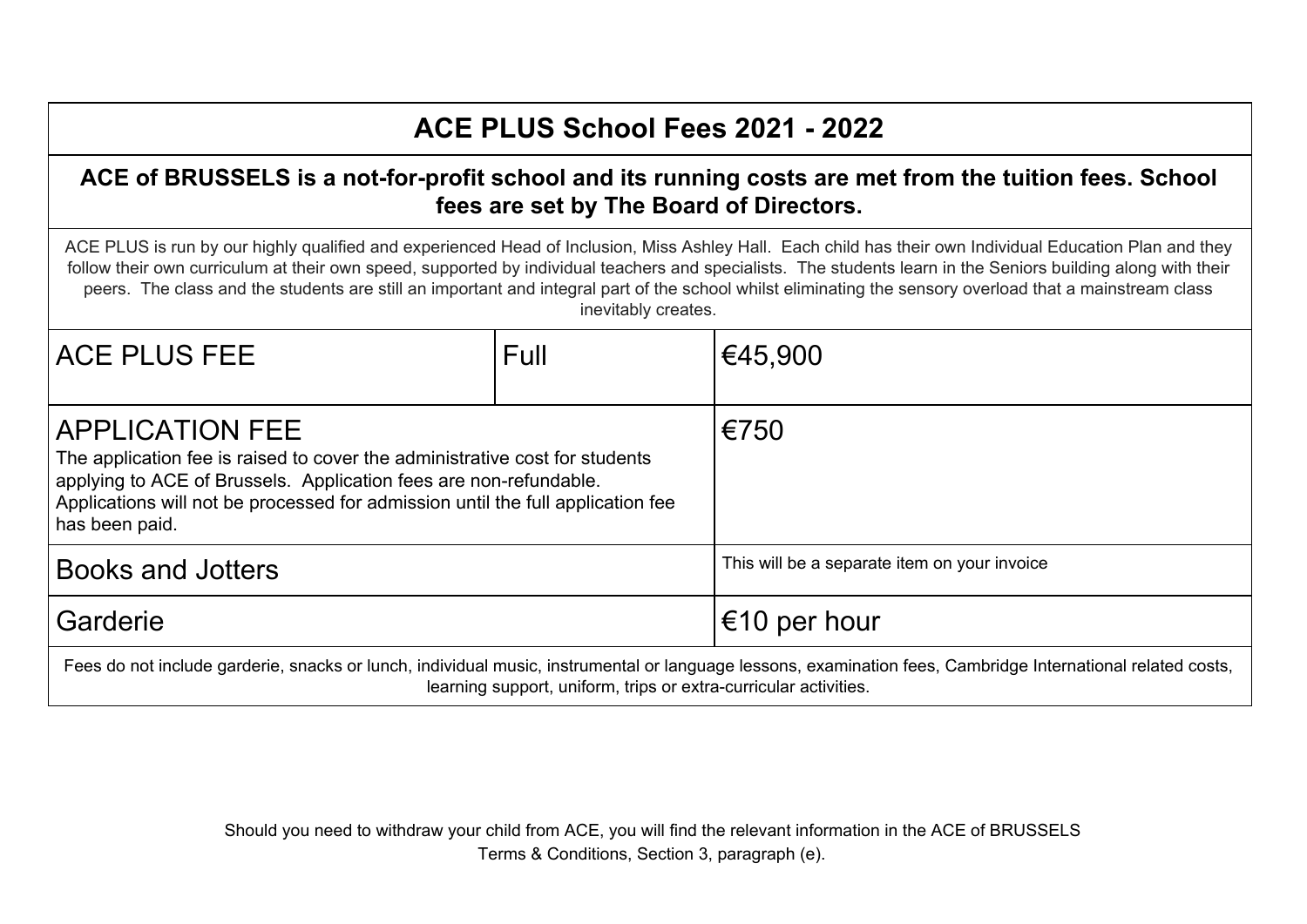# ACE PLUS School Fees 2021 - 2022

**ACE of BRUSSELS is a not-for-profit school and its running costs are met from the tuition fees. School fees are set by The Board of Directors.**

ACE PLUS is run by our highly qualified and experienced Head of Inclusion, Miss Ashley Hall. Each child has their own Individual Education Plan and they follow their own curriculum at their own speed, supported by individual teachers and specialists. The students learn in the Seniors building along with their peers. The class and the students are still an important and integral part of the school whilst eliminating the sensory overload that a mainstream class inevitably creates.

| | | |
|---|---|---|
| ACE PLUS FEE | Full | €45,900 |
| APPLICATION FEE<br>The application fee is raised to cover the administrative cost for students applying to ACE of Brussels. Application fees are non-refundable. Applications will not be processed for admission until the full application fee has been paid. | | €750 |
| Books and Jotters | | This will be a separate item on your invoice |
| Garderie | | €10 per hour |

Fees do not include garderie, snacks or lunch, individual music, instrumental or language lessons, examination fees, Cambridge International related costs, learning support, uniform, trips or extra-curricular activities.

Should you need to withdraw your child from ACE, you will find the relevant information in the ACE of BRUSSELS Terms & Conditions, Section 3, paragraph (e).